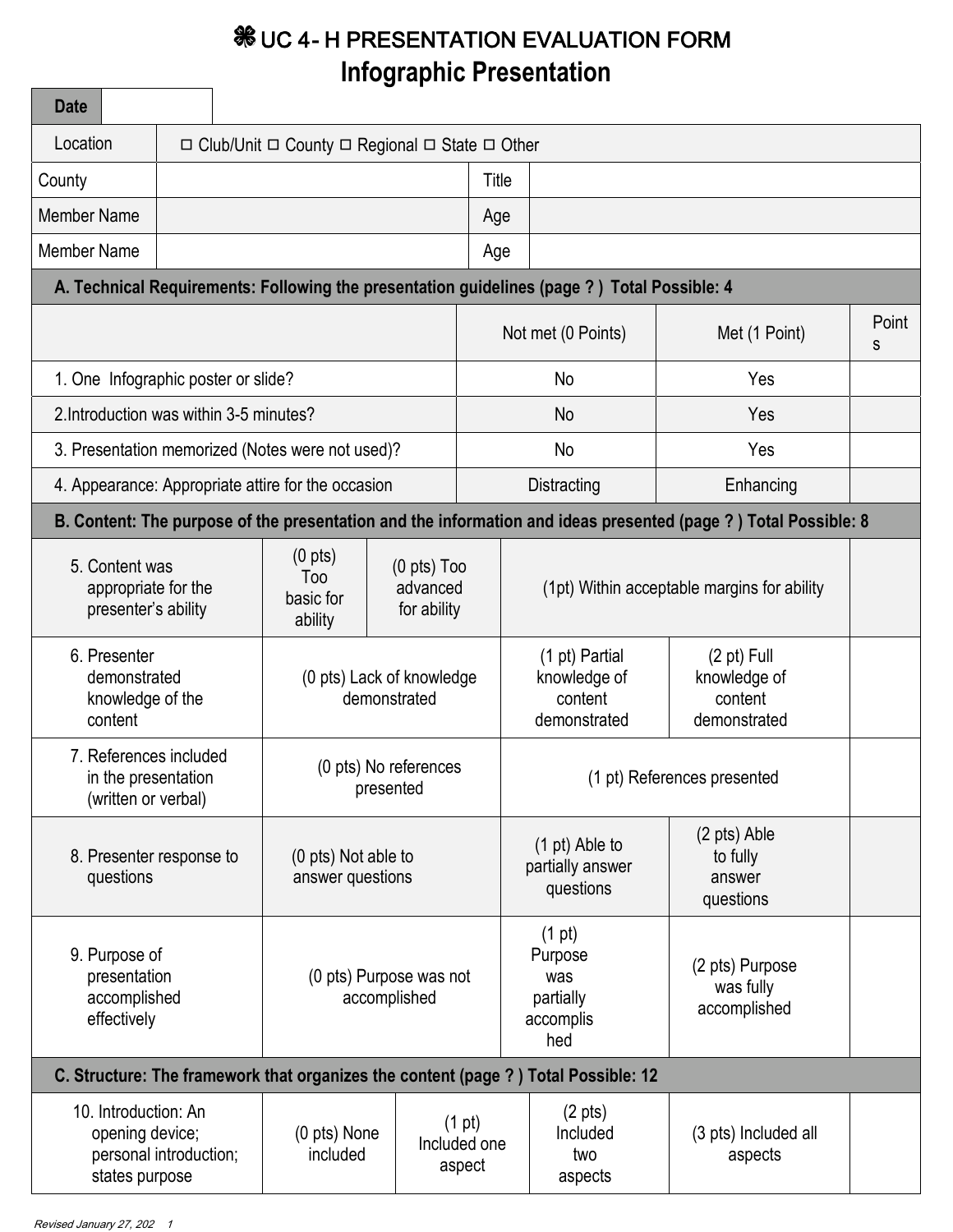# ☘ UC 4- H PRESENTATION EVALUATION FORM

## Infographic Presentation

| Date | |
|---|---|

| Location | ☐ Club/Unit ☐ County ☐ Regional ☐ State ☐ Other | | |
|---|---|---|---|
| County | | Title | |
| Member Name | | Age | |
| Member Name | | Age | |

**A. Technical Requirements: Following the presentation guidelines (page ? ) Total Possible: 4**

| | Not met (0 Points) | Met (1 Point) | Points |
|---|---|---|---|
| 1. One Infographic poster or slide? | No | Yes | |
| 2.Introduction was within 3-5 minutes? | No | Yes | |
| 3. Presentation memorized (Notes were not used)? | No | Yes | |
| 4. Appearance: Appropriate attire for the occasion | Distracting | Enhancing | |

**B. Content: The purpose of the presentation and the information and ideas presented (page ? ) Total Possible: 8**

| | | | | | |
|---|---|---|---|---|---|
| 5. Content was appropriate for the presenter's ability | (0 pts) Too basic for ability | (0 pts) Too advanced for ability | (1pt) Within acceptable margins for ability | | |
| 6. Presenter demonstrated knowledge of the content | (0 pts) Lack of knowledge demonstrated | | (1 pt) Partial knowledge of content demonstrated | (2 pt) Full knowledge of content demonstrated | |
| 7. References included in the presentation (written or verbal) | (0 pts) No references presented | | (1 pt) References presented | | |
| 8. Presenter response to questions | (0 pts) Not able to answer questions | | (1 pt) Able to partially answer questions | (2 pts) Able to fully answer questions | |
| 9. Purpose of presentation accomplished effectively | (0 pts) Purpose was not accomplished | | (1 pt) Purpose was partially accomplished | (2 pts) Purpose was fully accomplished | |

**C. Structure: The framework that organizes the content (page ? ) Total Possible: 12**

| | | | | | |
|---|---|---|---|---|---|
| 10. Introduction: An opening device; personal introduction; states purpose | (0 pts) None included | (1 pt) Included one aspect | (2 pts) Included two aspects | (3 pts) Included all aspects | |

*Revised January 27, 202*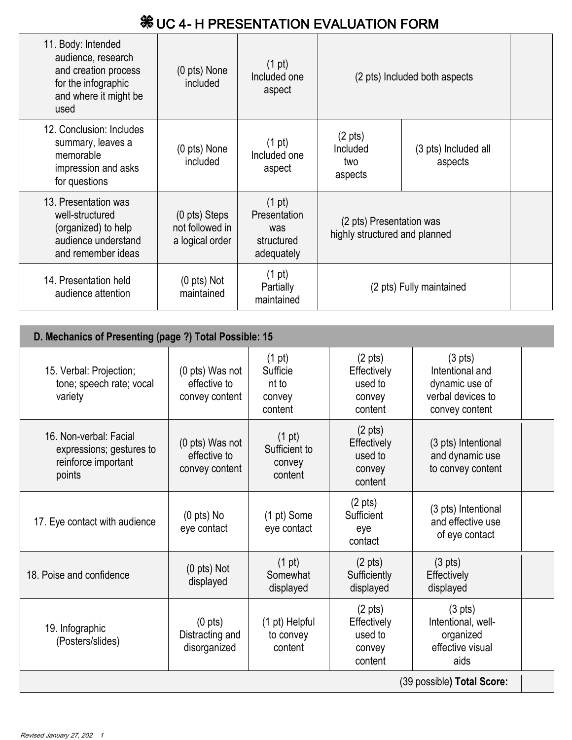# ☘ UC 4- H PRESENTATION EVALUATION FORM

| | | | | | |
|---|---|---|---|---|---|
| 11. Body: Intended audience, research and creation process for the infographic and where it might be used | (0 pts) None included | (1 pt) Included one aspect | (2 pts) Included both aspects | | |
| 12. Conclusion: Includes summary, leaves a memorable impression and asks for questions | (0 pts) None included | (1 pt) Included one aspect | (2 pts) Included two aspects | (3 pts) Included all aspects | |
| 13. Presentation was well-structured (organized) to help audience understand and remember ideas | (0 pts) Steps not followed in a logical order | (1 pt) Presentation was structured adequately | (2 pts) Presentation was highly structured and planned | | |
| 14. Presentation held audience attention | (0 pts) Not maintained | (1 pt) Partially maintained | (2 pts) Fully maintained | | |

| D. Mechanics of Presenting (page ?) Total Possible: 15 | | | | | |
|---|---|---|---|---|---|
| 15. Verbal: Projection; tone; speech rate; vocal variety | (0 pts) Was not effective to convey content | (1 pt) Sufficient to convey content | (2 pts) Effectively used to convey content | (3 pts) Intentional and dynamic use of verbal devices to convey content | |
| 16. Non-verbal: Facial expressions; gestures to reinforce important points | (0 pts) Was not effective to convey content | (1 pt) Sufficient to convey content | (2 pts) Effectively used to convey content | (3 pts) Intentional and dynamic use to convey content | |
| 17. Eye contact with audience | (0 pts) No eye contact | (1 pt) Some eye contact | (2 pts) Sufficient eye contact | (3 pts) Intentional and effective use of eye contact | |
| 18. Poise and confidence | (0 pts) Not displayed | (1 pt) Somewhat displayed | (2 pts) Sufficiently displayed | (3 pts) Effectively displayed | |
| 19. Infographic (Posters/slides) | (0 pts) Distracting and disorganized | (1 pt) Helpful to convey content | (2 pts) Effectively used to convey content | (3 pts) Intentional, well-organized effective visual aids | |
| | | | | (39 possible**) Total Score:** | |

*Revised January 27, 202 1*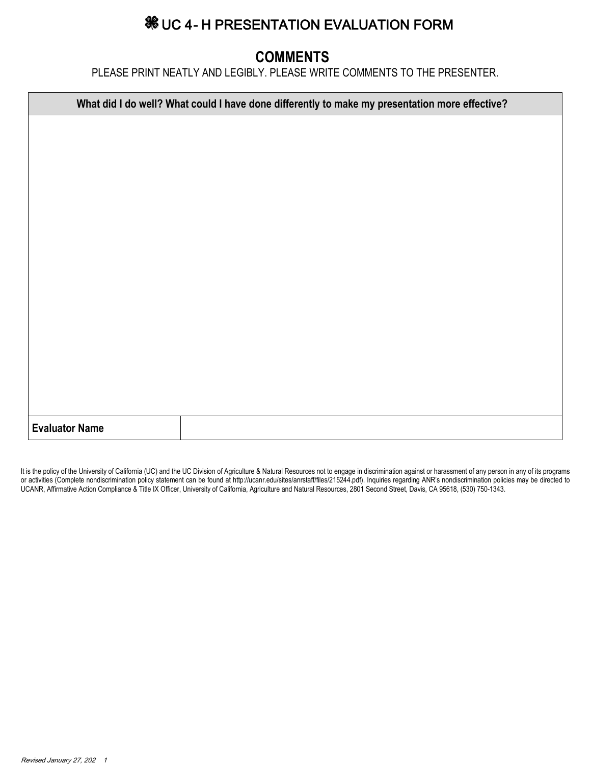# ✾ UC 4- H PRESENTATION EVALUATION FORM

## COMMENTS

PLEASE PRINT NEATLY AND LEGIBLY. PLEASE WRITE COMMENTS TO THE PRESENTER.

| What did I do well? What could I have done differently to make my presentation more effective? | |
|---|---|
| | |
| **Evaluator Name** | |

It is the policy of the University of California (UC) and the UC Division of Agriculture & Natural Resources not to engage in discrimination against or harassment of any person in any of its programs or activities (Complete nondiscrimination policy statement can be found at http://ucanr.edu/sites/anrstaff/files/215244.pdf). Inquiries regarding ANR's nondiscrimination policies may be directed to UCANR, Affirmative Action Compliance & Title IX Officer, University of California, Agriculture and Natural Resources, 2801 Second Street, Davis, CA 95618, (530) 750-1343.

*Revised January 27, 202 1*